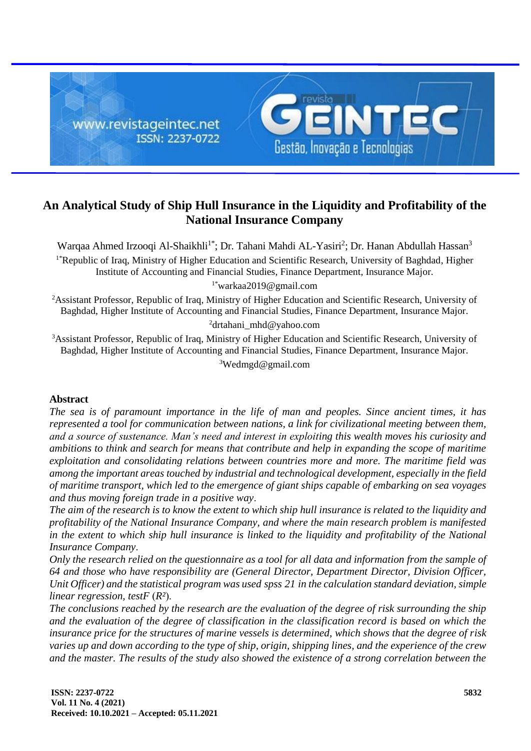# An Analytical Study of Ship Hull Insurance in the Liquidity and Profitability of the National Insurance Company

Warqaa Ahmed Irzooqi Al-Shaikhli[1*]; Dr. Tahani Mahdi AL-Yasiri[2]; Dr. Hanan Abdullah Hassan[3]

[1*]Republic of Iraq, Ministry of Higher Education and Scientific Research, University of Baghdad, Higher Institute of Accounting and Financial Studies, Finance Department, Insurance Major.

[1*]warkaa2019@gmail.com

[2]Assistant Professor, Republic of Iraq, Ministry of Higher Education and Scientific Research, University of Baghdad, Higher Institute of Accounting and Financial Studies, Finance Department, Insurance Major.

[2]drtahani_mhd@yahoo.com

[3]Assistant Professor, Republic of Iraq, Ministry of Higher Education and Scientific Research, University of Baghdad, Higher Institute of Accounting and Financial Studies, Finance Department, Insurance Major.

[3]Wedmgd@gmail.com

## Abstract

*The sea is of paramount importance in the life of man and peoples. Since ancient times, it has represented a tool for communication between nations, a link for civilizational meeting between them, and a source of sustenance. Man's need and interest in exploiting this wealth moves his curiosity and ambitions to think and search for means that contribute and help in expanding the scope of maritime exploitation and consolidating relations between countries more and more. The maritime field was among the important areas touched by industrial and technological development, especially in the field of maritime transport, which led to the emergence of giant ships capable of embarking on sea voyages and thus moving foreign trade in a positive way.*

*The aim of the research is to know the extent to which ship hull insurance is related to the liquidity and profitability of the National Insurance Company, and where the main research problem is manifested in the extent to which ship hull insurance is linked to the liquidity and profitability of the National Insurance Company.*

*Only the research relied on the questionnaire as a tool for all data and information from the sample of 64 and those who have responsibility are (General Director, Department Director, Division Officer, Unit Officer) and the statistical program was used spss 21 in the calculation standard deviation, simple linear regression, testF ($R^2$).*

*The conclusions reached by the research are the evaluation of the degree of risk surrounding the ship and the evaluation of the degree of classification in the classification record is based on which the insurance price for the structures of marine vessels is determined, which shows that the degree of risk varies up and down according to the type of ship, origin, shipping lines, and the experience of the crew and the master. The results of the study also showed the existence of a strong correlation between the*

**ISSN: 2237-0722**
**Vol. 11 No. 4 (2021)**
**Received: 10.10.2021 – Accepted: 05.11.2021**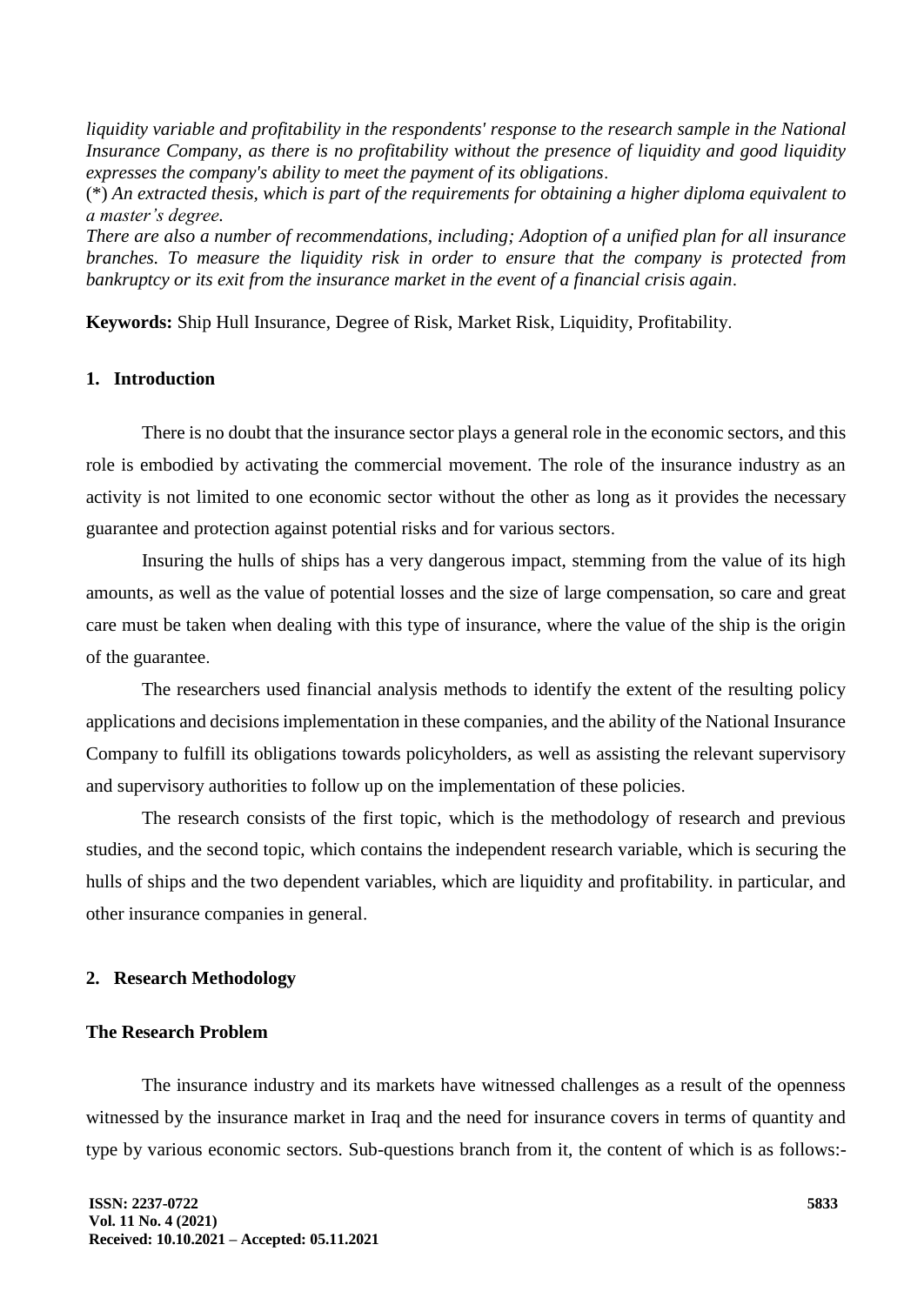*liquidity variable and profitability in the respondents' response to the research sample in the National Insurance Company, as there is no profitability without the presence of liquidity and good liquidity expresses the company's ability to meet the payment of its obligations*.

(*) *An extracted thesis, which is part of the requirements for obtaining a higher diploma equivalent to a master's degree.*

*There are also a number of recommendations, including; Adoption of a unified plan for all insurance branches. To measure the liquidity risk in order to ensure that the company is protected from bankruptcy or its exit from the insurance market in the event of a financial crisis again*.

**Keywords:** Ship Hull Insurance, Degree of Risk, Market Risk, Liquidity, Profitability.

## 1. Introduction

There is no doubt that the insurance sector plays a general role in the economic sectors, and this role is embodied by activating the commercial movement. The role of the insurance industry as an activity is not limited to one economic sector without the other as long as it provides the necessary guarantee and protection against potential risks and for various sectors.

Insuring the hulls of ships has a very dangerous impact, stemming from the value of its high amounts, as well as the value of potential losses and the size of large compensation, so care and great care must be taken when dealing with this type of insurance, where the value of the ship is the origin of the guarantee.

The researchers used financial analysis methods to identify the extent of the resulting policy applications and decisions implementation in these companies, and the ability of the National Insurance Company to fulfill its obligations towards policyholders, as well as assisting the relevant supervisory and supervisory authorities to follow up on the implementation of these policies.

The research consists of the first topic, which is the methodology of research and previous studies, and the second topic, which contains the independent research variable, which is securing the hulls of ships and the two dependent variables, which are liquidity and profitability. in particular, and other insurance companies in general.

## 2. Research Methodology

### The Research Problem

The insurance industry and its markets have witnessed challenges as a result of the openness witnessed by the insurance market in Iraq and the need for insurance covers in terms of quantity and type by various economic sectors. Sub-questions branch from it, the content of which is as follows:-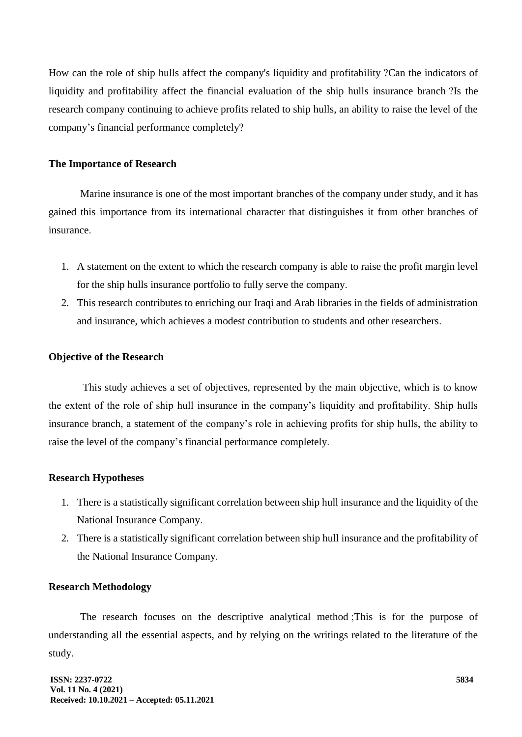How can the role of ship hulls affect the company's liquidity and profitability ?Can the indicators of liquidity and profitability affect the financial evaluation of the ship hulls insurance branch ?Is the research company continuing to achieve profits related to ship hulls, an ability to raise the level of the company's financial performance completely?

## The Importance of Research

Marine insurance is one of the most important branches of the company under study, and it has gained this importance from its international character that distinguishes it from other branches of insurance.

1. A statement on the extent to which the research company is able to raise the profit margin level for the ship hulls insurance portfolio to fully serve the company.
2. This research contributes to enriching our Iraqi and Arab libraries in the fields of administration and insurance, which achieves a modest contribution to students and other researchers.

## Objective of the Research

This study achieves a set of objectives, represented by the main objective, which is to know the extent of the role of ship hull insurance in the company's liquidity and profitability. Ship hulls insurance branch, a statement of the company's role in achieving profits for ship hulls, the ability to raise the level of the company's financial performance completely.

## Research Hypotheses

1. There is a statistically significant correlation between ship hull insurance and the liquidity of the National Insurance Company.
2. There is a statistically significant correlation between ship hull insurance and the profitability of the National Insurance Company.

## Research Methodology

The research focuses on the descriptive analytical method ;This is for the purpose of understanding all the essential aspects, and by relying on the writings related to the literature of the study.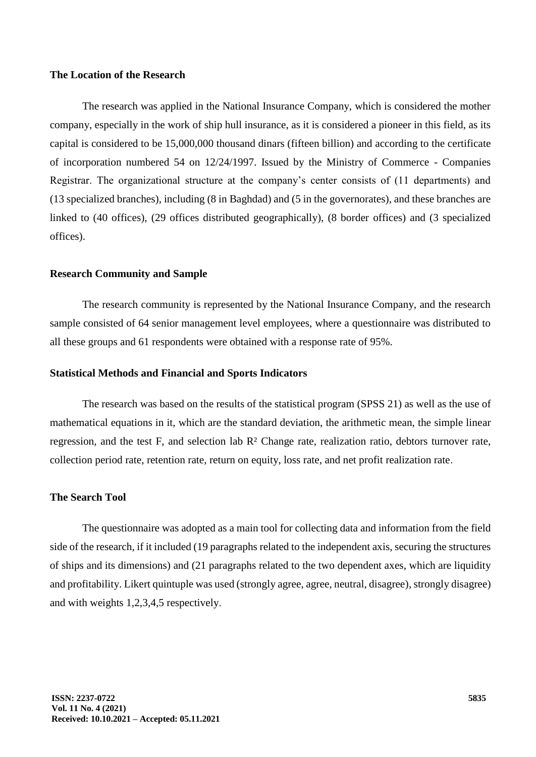### The Location of the Research

The research was applied in the National Insurance Company, which is considered the mother company, especially in the work of ship hull insurance, as it is considered a pioneer in this field, as its capital is considered to be 15,000,000 thousand dinars (fifteen billion) and according to the certificate of incorporation numbered 54 on 12/24/1997. Issued by the Ministry of Commerce - Companies Registrar. The organizational structure at the company's center consists of (11 departments) and (13 specialized branches), including (8 in Baghdad) and (5 in the governorates), and these branches are linked to (40 offices), (29 offices distributed geographically), (8 border offices) and (3 specialized offices).

### Research Community and Sample

The research community is represented by the National Insurance Company, and the research sample consisted of 64 senior management level employees, where a questionnaire was distributed to all these groups and 61 respondents were obtained with a response rate of 95%.

### Statistical Methods and Financial and Sports Indicators

The research was based on the results of the statistical program (SPSS 21) as well as the use of mathematical equations in it, which are the standard deviation, the arithmetic mean, the simple linear regression, and the test F, and selection lab $R^2$ Change rate, realization ratio, debtors turnover rate, collection period rate, retention rate, return on equity, loss rate, and net profit realization rate.

### The Search Tool

The questionnaire was adopted as a main tool for collecting data and information from the field side of the research, if it included (19 paragraphs related to the independent axis, securing the structures of ships and its dimensions) and (21 paragraphs related to the two dependent axes, which are liquidity and profitability. Likert quintuple was used (strongly agree, agree, neutral, disagree), strongly disagree) and with weights 1,2,3,4,5 respectively.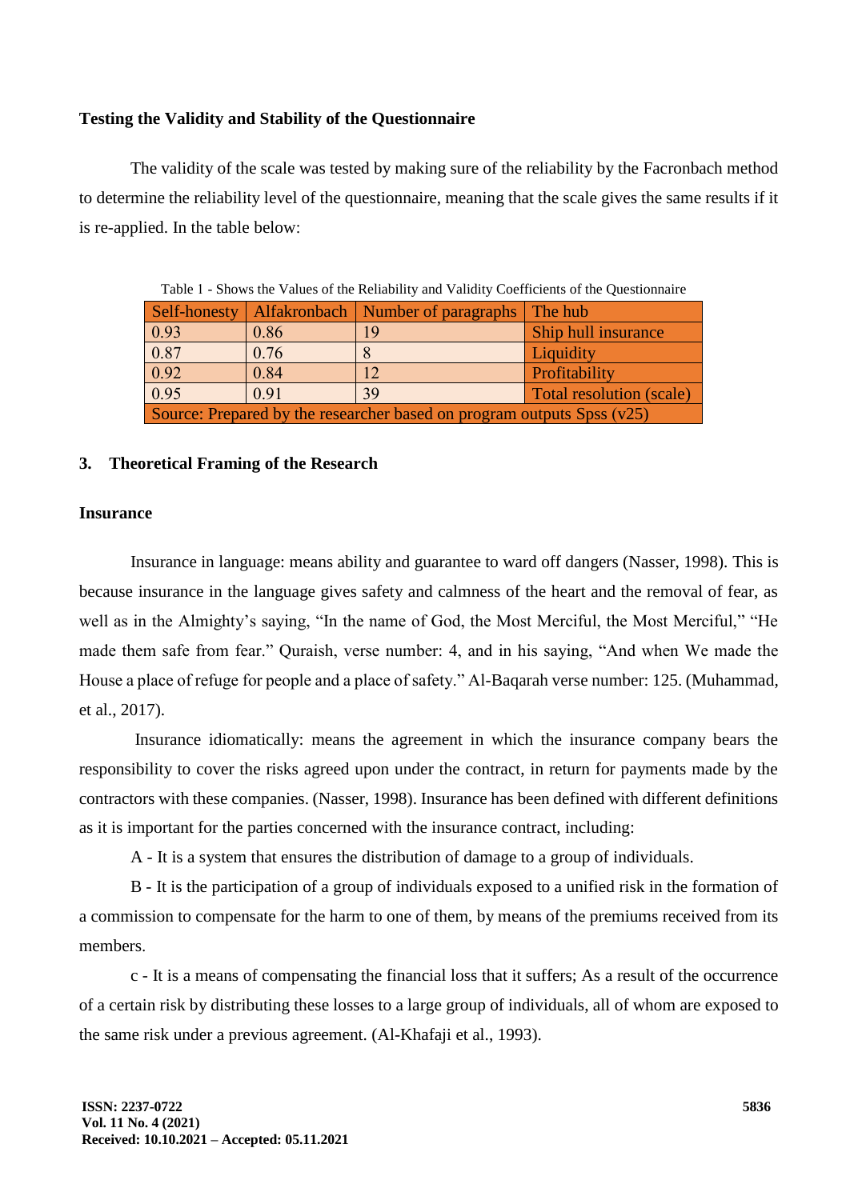**Testing the Validity and Stability of the Questionnaire**

The validity of the scale was tested by making sure of the reliability by the Facronbach method to determine the reliability level of the questionnaire, meaning that the scale gives the same results if it is re-applied. In the table below:

Table 1 - Shows the Values of the Reliability and Validity Coefficients of the Questionnaire

| Self-honesty | Alfakronbach | Number of paragraphs | The hub |
|---|---|---|---|
| 0.93 | 0.86 | 19 | Ship hull insurance |
| 0.87 | 0.76 | 8 | Liquidity |
| 0.92 | 0.84 | 12 | Profitability |
| 0.95 | 0.91 | 39 | Total resolution (scale) |
| Source: Prepared by the researcher based on program outputs Spss (v25) | | | |

## 3. Theoretical Framing of the Research

**Insurance**

Insurance in language: means ability and guarantee to ward off dangers (Nasser, 1998). This is because insurance in the language gives safety and calmness of the heart and the removal of fear, as well as in the Almighty's saying, "In the name of God, the Most Merciful, the Most Merciful," "He made them safe from fear." Quraish, verse number: 4, and in his saying, "And when We made the House a place of refuge for people and a place of safety." Al-Baqarah verse number: 125. (Muhammad, et al., 2017).

Insurance idiomatically: means the agreement in which the insurance company bears the responsibility to cover the risks agreed upon under the contract, in return for payments made by the contractors with these companies. (Nasser, 1998). Insurance has been defined with different definitions as it is important for the parties concerned with the insurance contract, including:

A - It is a system that ensures the distribution of damage to a group of individuals.

B - It is the participation of a group of individuals exposed to a unified risk in the formation of a commission to compensate for the harm to one of them, by means of the premiums received from its members.

c - It is a means of compensating the financial loss that it suffers; As a result of the occurrence of a certain risk by distributing these losses to a large group of individuals, all of whom are exposed to the same risk under a previous agreement. (Al-Khafaji et al., 1993).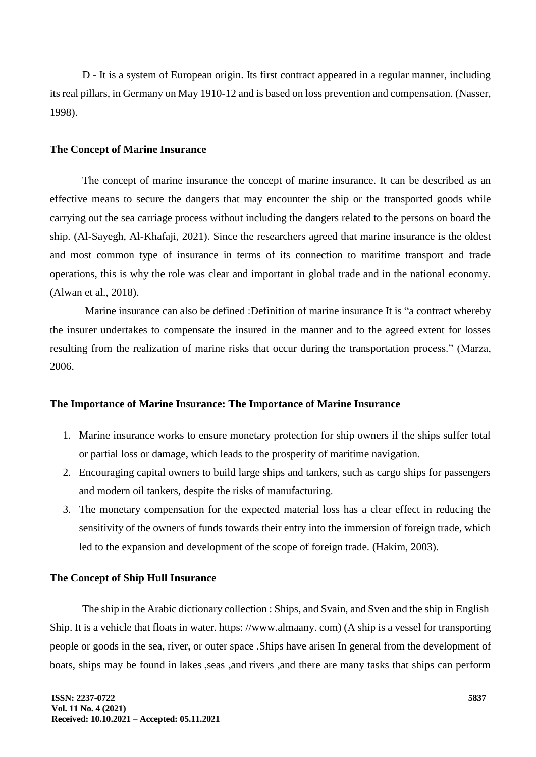D - It is a system of European origin. Its first contract appeared in a regular manner, including its real pillars, in Germany on May 1910-12 and is based on loss prevention and compensation. (Nasser, 1998).

### The Concept of Marine Insurance

The concept of marine insurance the concept of marine insurance. It can be described as an effective means to secure the dangers that may encounter the ship or the transported goods while carrying out the sea carriage process without including the dangers related to the persons on board the ship. (Al-Sayegh, Al-Khafaji, 2021). Since the researchers agreed that marine insurance is the oldest and most common type of insurance in terms of its connection to maritime transport and trade operations, this is why the role was clear and important in global trade and in the national economy. (Alwan et al., 2018).

Marine insurance can also be defined :Definition of marine insurance It is "a contract whereby the insurer undertakes to compensate the insured in the manner and to the agreed extent for losses resulting from the realization of marine risks that occur during the transportation process." (Marza, 2006.

### The Importance of Marine Insurance: The Importance of Marine Insurance

1. Marine insurance works to ensure monetary protection for ship owners if the ships suffer total or partial loss or damage, which leads to the prosperity of maritime navigation.
2. Encouraging capital owners to build large ships and tankers, such as cargo ships for passengers and modern oil tankers, despite the risks of manufacturing.
3. The monetary compensation for the expected material loss has a clear effect in reducing the sensitivity of the owners of funds towards their entry into the immersion of foreign trade, which led to the expansion and development of the scope of foreign trade. (Hakim, 2003).

### The Concept of Ship Hull Insurance

The ship in the Arabic dictionary collection : Ships, and Svain, and Sven and the ship in English Ship. It is a vehicle that floats in water. https: //www.almaany. com) (A ship is a vessel for transporting people or goods in the sea, river, or outer space .Ships have arisen In general from the development of boats, ships may be found in lakes ,seas ,and rivers ,and there are many tasks that ships can perform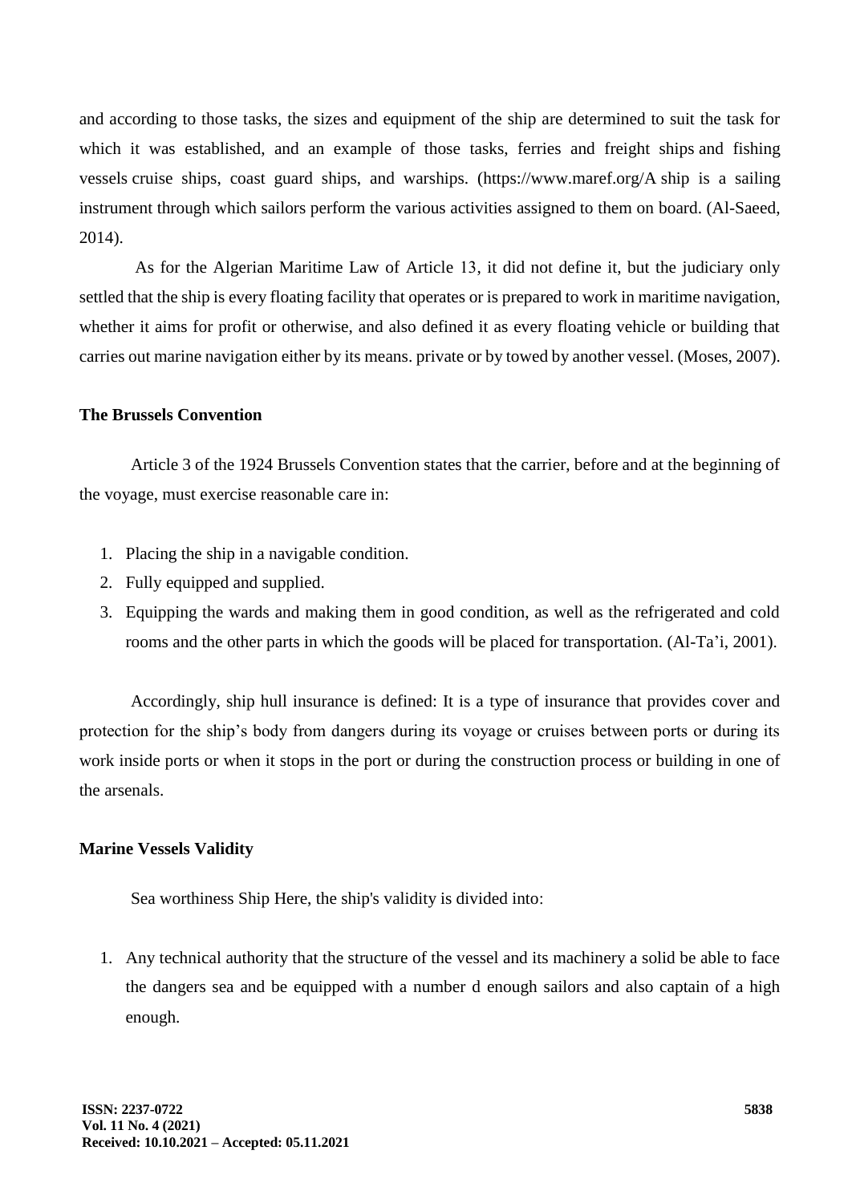and according to those tasks, the sizes and equipment of the ship are determined to suit the task for which it was established, and an example of those tasks, ferries and freight ships and fishing vessels cruise ships, coast guard ships, and warships. (https://www.maref.org/A ship is a sailing instrument through which sailors perform the various activities assigned to them on board. (Al-Saeed, 2014).

As for the Algerian Maritime Law of Article 13, it did not define it, but the judiciary only settled that the ship is every floating facility that operates or is prepared to work in maritime navigation, whether it aims for profit or otherwise, and also defined it as every floating vehicle or building that carries out marine navigation either by its means. private or by towed by another vessel. (Moses, 2007).

## The Brussels Convention

Article 3 of the 1924 Brussels Convention states that the carrier, before and at the beginning of the voyage, must exercise reasonable care in:

1. Placing the ship in a navigable condition.
2. Fully equipped and supplied.
3. Equipping the wards and making them in good condition, as well as the refrigerated and cold rooms and the other parts in which the goods will be placed for transportation. (Al-Ta'i, 2001).

Accordingly, ship hull insurance is defined: It is a type of insurance that provides cover and protection for the ship's body from dangers during its voyage or cruises between ports or during its work inside ports or when it stops in the port or during the construction process or building in one of the arsenals.

## Marine Vessels Validity

Sea worthiness Ship Here, the ship's validity is divided into:

1. Any technical authority that the structure of the vessel and its machinery a solid be able to face the dangers sea and be equipped with a number d enough sailors and also captain of a high enough.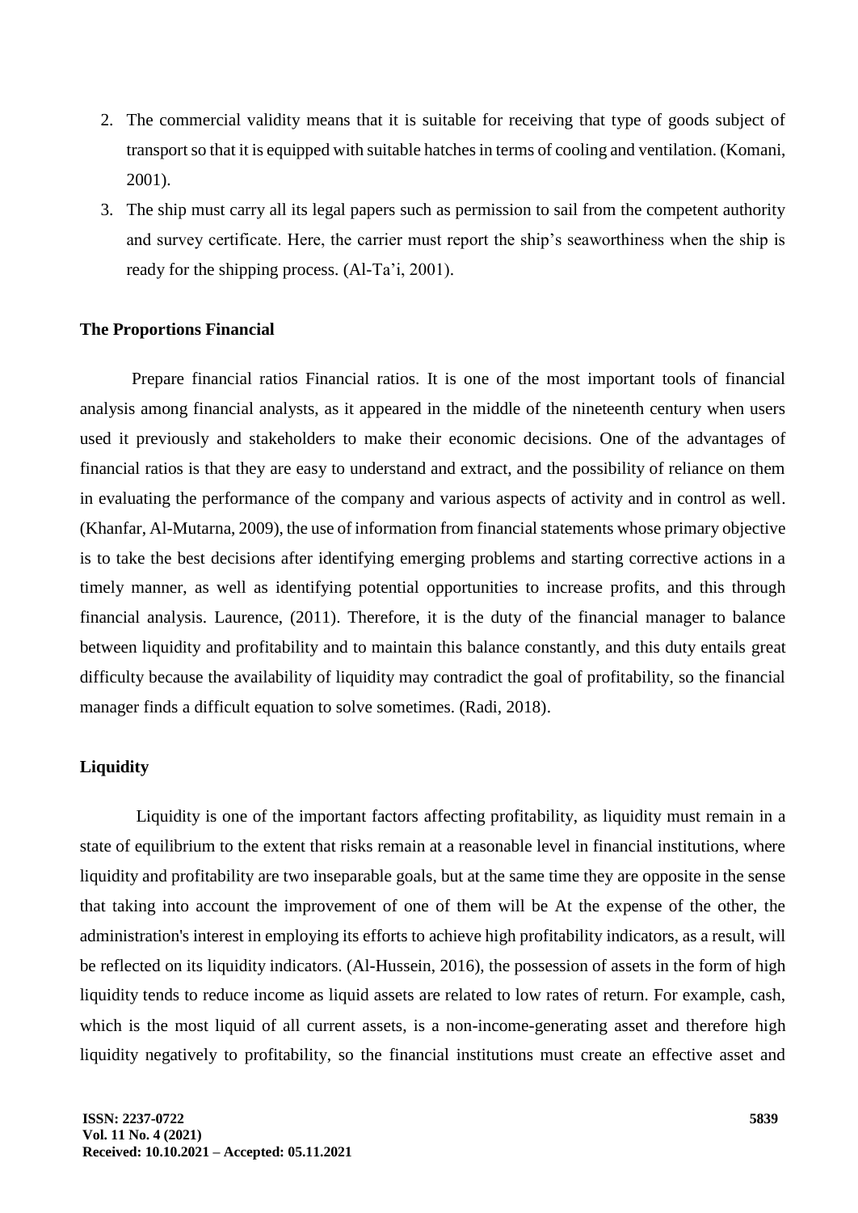2. The commercial validity means that it is suitable for receiving that type of goods subject of transport so that it is equipped with suitable hatches in terms of cooling and ventilation. (Komani, 2001).
3. The ship must carry all its legal papers such as permission to sail from the competent authority and survey certificate. Here, the carrier must report the ship's seaworthiness when the ship is ready for the shipping process. (Al-Ta'i, 2001).

**The Proportions Financial**

Prepare financial ratios Financial ratios. It is one of the most important tools of financial analysis among financial analysts, as it appeared in the middle of the nineteenth century when users used it previously and stakeholders to make their economic decisions. One of the advantages of financial ratios is that they are easy to understand and extract, and the possibility of reliance on them in evaluating the performance of the company and various aspects of activity and in control as well. (Khanfar, Al-Mutarna, 2009), the use of information from financial statements whose primary objective is to take the best decisions after identifying emerging problems and starting corrective actions in a timely manner, as well as identifying potential opportunities to increase profits, and this through financial analysis. Laurence, (2011). Therefore, it is the duty of the financial manager to balance between liquidity and profitability and to maintain this balance constantly, and this duty entails great difficulty because the availability of liquidity may contradict the goal of profitability, so the financial manager finds a difficult equation to solve sometimes. (Radi, 2018).

**Liquidity**

Liquidity is one of the important factors affecting profitability, as liquidity must remain in a state of equilibrium to the extent that risks remain at a reasonable level in financial institutions, where liquidity and profitability are two inseparable goals, but at the same time they are opposite in the sense that taking into account the improvement of one of them will be At the expense of the other, the administration's interest in employing its efforts to achieve high profitability indicators, as a result, will be reflected on its liquidity indicators. (Al-Hussein, 2016), the possession of assets in the form of high liquidity tends to reduce income as liquid assets are related to low rates of return. For example, cash, which is the most liquid of all current assets, is a non-income-generating asset and therefore high liquidity negatively to profitability, so the financial institutions must create an effective asset and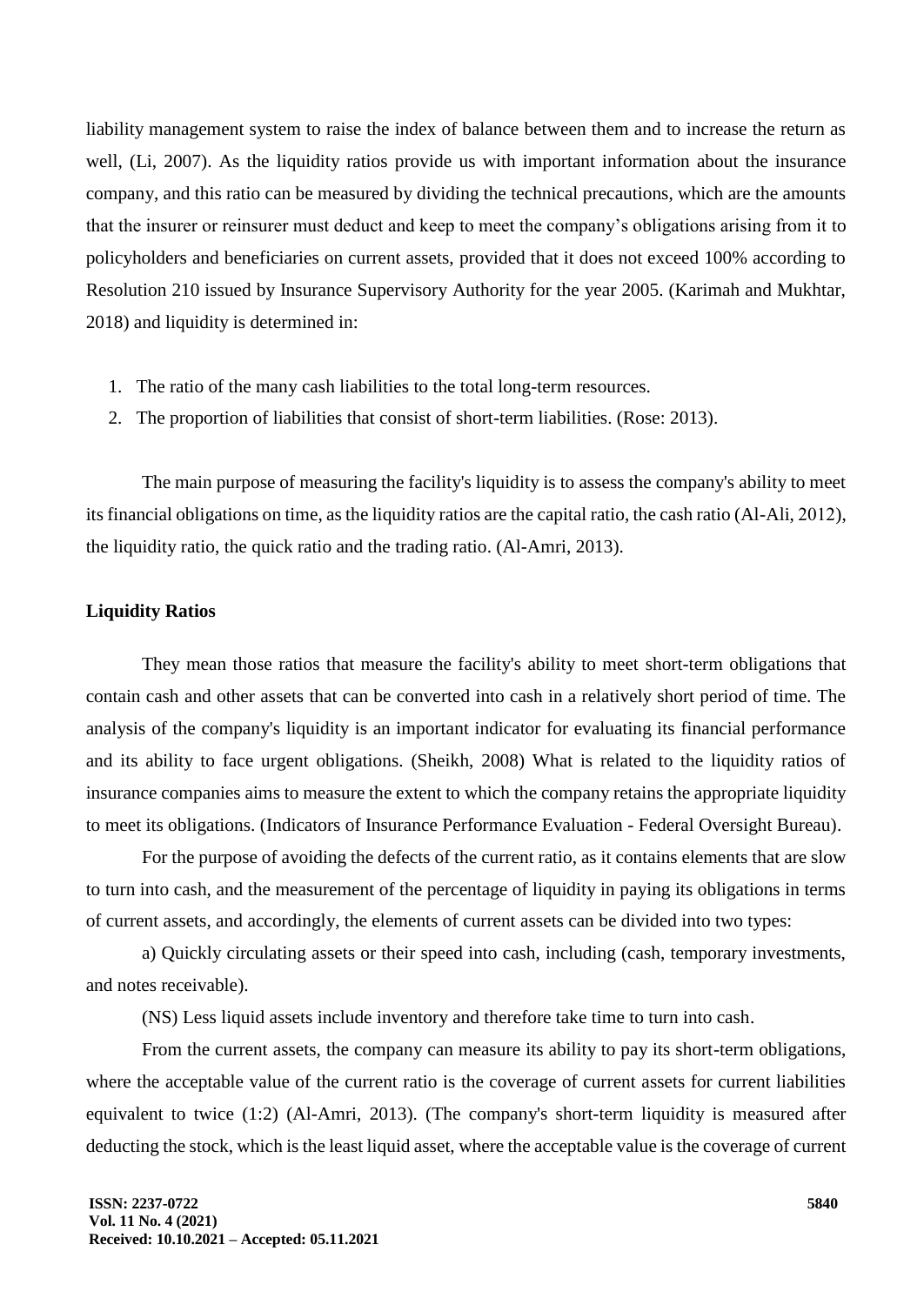liability management system to raise the index of balance between them and to increase the return as well, (Li, 2007). As the liquidity ratios provide us with important information about the insurance company, and this ratio can be measured by dividing the technical precautions, which are the amounts that the insurer or reinsurer must deduct and keep to meet the company's obligations arising from it to policyholders and beneficiaries on current assets, provided that it does not exceed 100% according to Resolution 210 issued by Insurance Supervisory Authority for the year 2005. (Karimah and Mukhtar, 2018) and liquidity is determined in:

1. The ratio of the many cash liabilities to the total long-term resources.
2. The proportion of liabilities that consist of short-term liabilities. (Rose: 2013).

The main purpose of measuring the facility's liquidity is to assess the company's ability to meet its financial obligations on time, as the liquidity ratios are the capital ratio, the cash ratio (Al-Ali, 2012), the liquidity ratio, the quick ratio and the trading ratio. (Al-Amri, 2013).

**Liquidity Ratios**

They mean those ratios that measure the facility's ability to meet short-term obligations that contain cash and other assets that can be converted into cash in a relatively short period of time. The analysis of the company's liquidity is an important indicator for evaluating its financial performance and its ability to face urgent obligations. (Sheikh, 2008) What is related to the liquidity ratios of insurance companies aims to measure the extent to which the company retains the appropriate liquidity to meet its obligations. (Indicators of Insurance Performance Evaluation - Federal Oversight Bureau).

For the purpose of avoiding the defects of the current ratio, as it contains elements that are slow to turn into cash, and the measurement of the percentage of liquidity in paying its obligations in terms of current assets, and accordingly, the elements of current assets can be divided into two types:

a) Quickly circulating assets or their speed into cash, including (cash, temporary investments, and notes receivable).

(NS) Less liquid assets include inventory and therefore take time to turn into cash.

From the current assets, the company can measure its ability to pay its short-term obligations, where the acceptable value of the current ratio is the coverage of current assets for current liabilities equivalent to twice (1:2) (Al-Amri, 2013). (The company's short-term liquidity is measured after deducting the stock, which is the least liquid asset, where the acceptable value is the coverage of current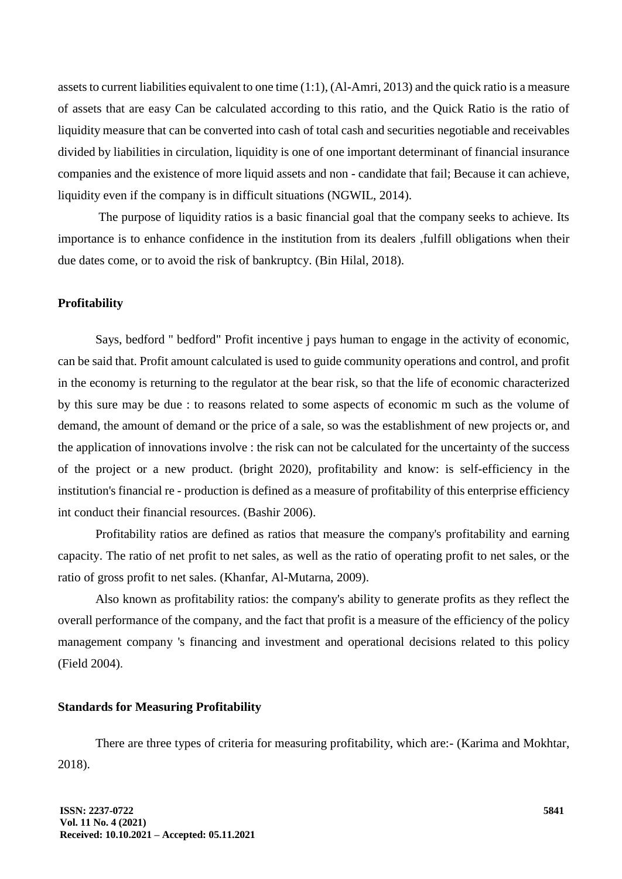assets to current liabilities equivalent to one time (1:1), (Al-Amri, 2013) and the quick ratio is a measure of assets that are easy Can be calculated according to this ratio, and the Quick Ratio is the ratio of liquidity measure that can be converted into cash of total cash and securities negotiable and receivables divided by liabilities in circulation, liquidity is one of one important determinant of financial insurance companies and the existence of more liquid assets and non - candidate that fail; Because it can achieve, liquidity even if the company is in difficult situations (NGWIL, 2014).

The purpose of liquidity ratios is a basic financial goal that the company seeks to achieve. Its importance is to enhance confidence in the institution from its dealers ,fulfill obligations when their due dates come, or to avoid the risk of bankruptcy. (Bin Hilal, 2018).

### Profitability

Says, bedford " bedford" Profit incentive j pays human to engage in the activity of economic, can be said that. Profit amount calculated is used to guide community operations and control, and profit in the economy is returning to the regulator at the bear risk, so that the life of economic characterized by this sure may be due : to reasons related to some aspects of economic m such as the volume of demand, the amount of demand or the price of a sale, so was the establishment of new projects or, and the application of innovations involve : the risk can not be calculated for the uncertainty of the success of the project or a new product. (bright 2020), profitability and know: is self-efficiency in the institution's financial re - production is defined as a measure of profitability of this enterprise efficiency int conduct their financial resources. (Bashir 2006).

Profitability ratios are defined as ratios that measure the company's profitability and earning capacity. The ratio of net profit to net sales, as well as the ratio of operating profit to net sales, or the ratio of gross profit to net sales. (Khanfar, Al-Mutarna, 2009).

Also known as profitability ratios: the company's ability to generate profits as they reflect the overall performance of the company, and the fact that profit is a measure of the efficiency of the policy management company 's financing and investment and operational decisions related to this policy (Field 2004).

### Standards for Measuring Profitability

There are three types of criteria for measuring profitability, which are:- (Karima and Mokhtar, 2018).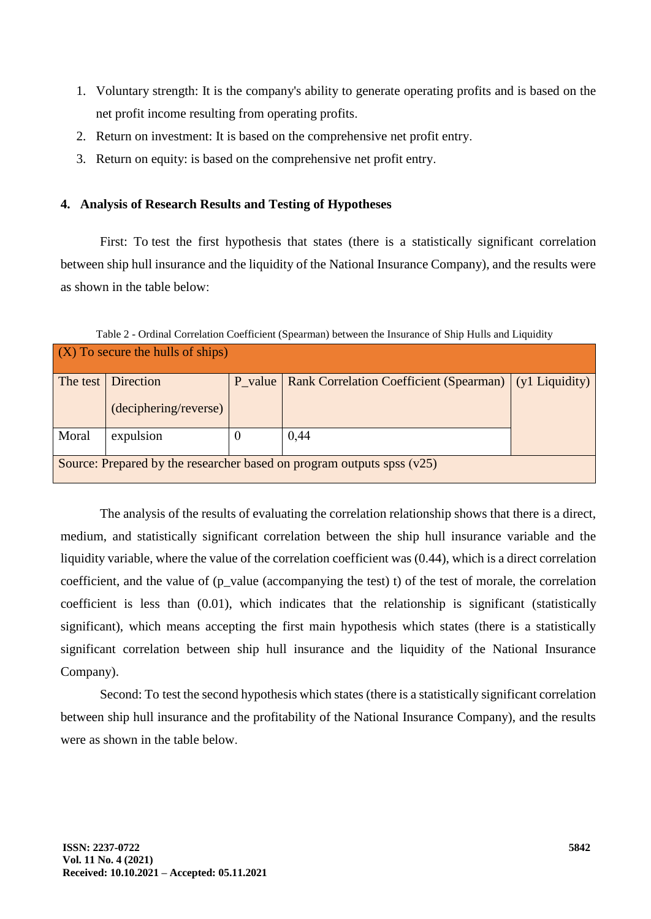1. Voluntary strength: It is the company's ability to generate operating profits and is based on the net profit income resulting from operating profits.
2. Return on investment: It is based on the comprehensive net profit entry.
3. Return on equity: is based on the comprehensive net profit entry.

## 4. Analysis of Research Results and Testing of Hypotheses

First: To test the first hypothesis that states (there is a statistically significant correlation between ship hull insurance and the liquidity of the National Insurance Company), and the results were as shown in the table below:

Table 2 - Ordinal Correlation Coefficient (Spearman) between the Insurance of Ship Hulls and Liquidity

| (X) To secure the hulls of ships) | | | | |
|---|---|---|---|---|
| The test | Direction (deciphering/reverse) | P_value | Rank Correlation Coefficient (Spearman) | (y1 Liquidity) |
| Moral | expulsion | 0 | 0,44 | |
| Source: Prepared by the researcher based on program outputs spss (v25) | | | | |

The analysis of the results of evaluating the correlation relationship shows that there is a direct, medium, and statistically significant correlation between the ship hull insurance variable and the liquidity variable, where the value of the correlation coefficient was (0.44), which is a direct correlation coefficient, and the value of (p_value (accompanying the test) t) of the test of morale, the correlation coefficient is less than (0.01), which indicates that the relationship is significant (statistically significant), which means accepting the first main hypothesis which states (there is a statistically significant correlation between ship hull insurance and the liquidity of the National Insurance Company).

Second: To test the second hypothesis which states (there is a statistically significant correlation between ship hull insurance and the profitability of the National Insurance Company), and the results were as shown in the table below.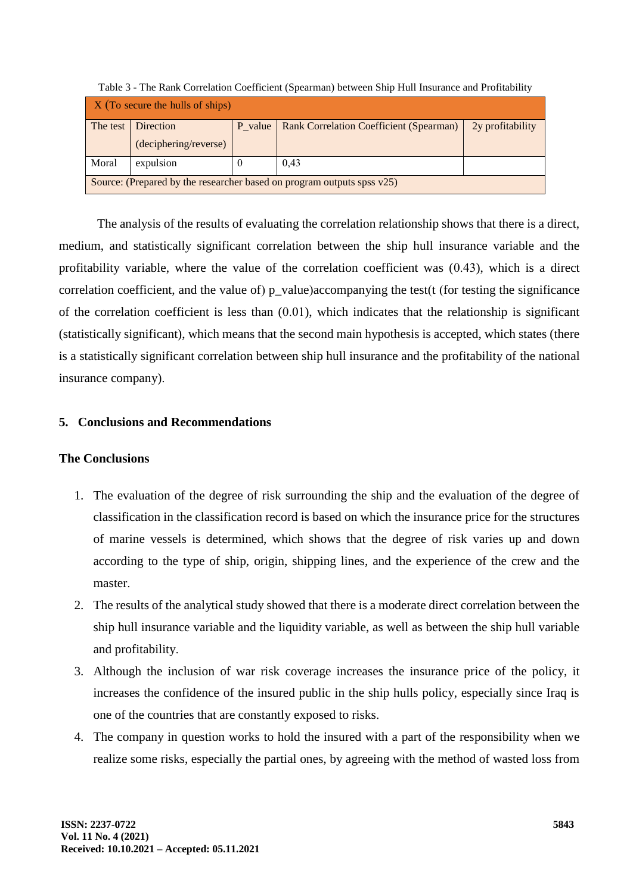Table 3 - The Rank Correlation Coefficient (Spearman) between Ship Hull Insurance and Profitability

| X (To secure the hulls of ships) | | | | |
|---|---|---|---|---|
| The test | Direction (deciphering/reverse) | P_value | Rank Correlation Coefficient (Spearman) | 2y profitability |
| Moral | expulsion | 0 | 0,43 | |
| Source: (Prepared by the researcher based on program outputs spss v25) | | | | |

The analysis of the results of evaluating the correlation relationship shows that there is a direct, medium, and statistically significant correlation between the ship hull insurance variable and the profitability variable, where the value of the correlation coefficient was (0.43), which is a direct correlation coefficient, and the value of) p_value)accompanying the test(t (for testing the significance of the correlation coefficient is less than (0.01), which indicates that the relationship is significant (statistically significant), which means that the second main hypothesis is accepted, which states (there is a statistically significant correlation between ship hull insurance and the profitability of the national insurance company).

## 5. Conclusions and Recommendations

### The Conclusions

1. The evaluation of the degree of risk surrounding the ship and the evaluation of the degree of classification in the classification record is based on which the insurance price for the structures of marine vessels is determined, which shows that the degree of risk varies up and down according to the type of ship, origin, shipping lines, and the experience of the crew and the master.
2. The results of the analytical study showed that there is a moderate direct correlation between the ship hull insurance variable and the liquidity variable, as well as between the ship hull variable and profitability.
3. Although the inclusion of war risk coverage increases the insurance price of the policy, it increases the confidence of the insured public in the ship hulls policy, especially since Iraq is one of the countries that are constantly exposed to risks.
4. The company in question works to hold the insured with a part of the responsibility when we realize some risks, especially the partial ones, by agreeing with the method of wasted loss from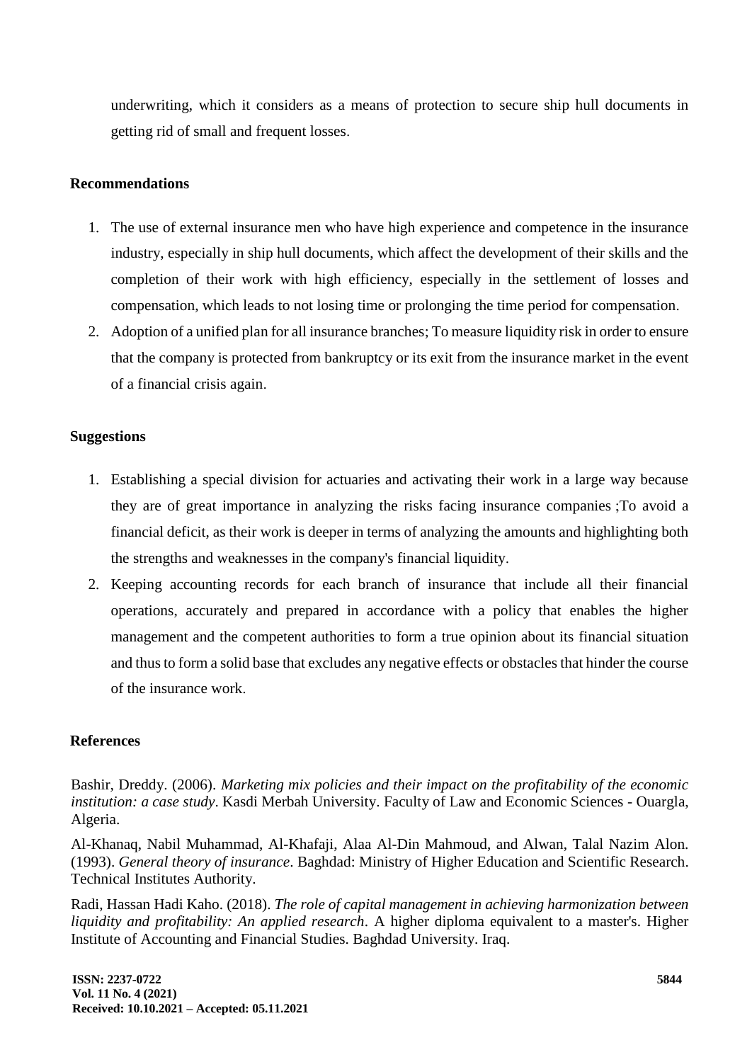underwriting, which it considers as a means of protection to secure ship hull documents in getting rid of small and frequent losses.

## Recommendations

1. The use of external insurance men who have high experience and competence in the insurance industry, especially in ship hull documents, which affect the development of their skills and the completion of their work with high efficiency, especially in the settlement of losses and compensation, which leads to not losing time or prolonging the time period for compensation.
2. Adoption of a unified plan for all insurance branches; To measure liquidity risk in order to ensure that the company is protected from bankruptcy or its exit from the insurance market in the event of a financial crisis again.

## Suggestions

1. Establishing a special division for actuaries and activating their work in a large way because they are of great importance in analyzing the risks facing insurance companies ;To avoid a financial deficit, as their work is deeper in terms of analyzing the amounts and highlighting both the strengths and weaknesses in the company's financial liquidity.
2. Keeping accounting records for each branch of insurance that include all their financial operations, accurately and prepared in accordance with a policy that enables the higher management and the competent authorities to form a true opinion about its financial situation and thus to form a solid base that excludes any negative effects or obstacles that hinder the course of the insurance work.

## References

Bashir, Dreddy. (2006). *Marketing mix policies and their impact on the profitability of the economic institution: a case study*. Kasdi Merbah University. Faculty of Law and Economic Sciences - Ouargla, Algeria.

Al-Khanaq, Nabil Muhammad, Al-Khafaji, Alaa Al-Din Mahmoud, and Alwan, Talal Nazim Alon. (1993). *General theory of insurance*. Baghdad: Ministry of Higher Education and Scientific Research. Technical Institutes Authority.

Radi, Hassan Hadi Kaho. (2018). *The role of capital management in achieving harmonization between liquidity and profitability: An applied research*. A higher diploma equivalent to a master's. Higher Institute of Accounting and Financial Studies. Baghdad University. Iraq.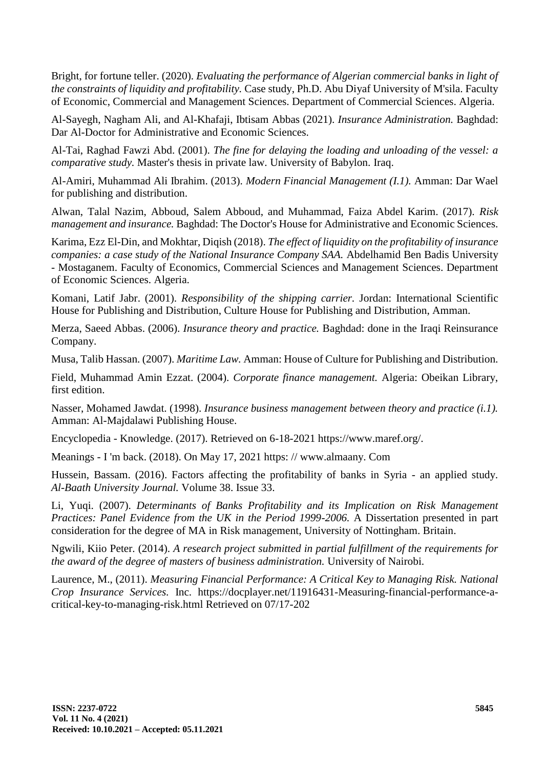Bright, for fortune teller. (2020). *Evaluating the performance of Algerian commercial banks in light of the constraints of liquidity and profitability.* Case study, Ph.D. Abu Diyaf University of M'sila. Faculty of Economic, Commercial and Management Sciences. Department of Commercial Sciences. Algeria.

Al-Sayegh, Nagham Ali, and Al-Khafaji, Ibtisam Abbas (2021). *Insurance Administration.* Baghdad: Dar Al-Doctor for Administrative and Economic Sciences.

Al-Tai, Raghad Fawzi Abd. (2001). *The fine for delaying the loading and unloading of the vessel: a comparative study.* Master's thesis in private law. University of Babylon. Iraq.

Al-Amiri, Muhammad Ali Ibrahim. (2013). *Modern Financial Management (I.1).* Amman: Dar Wael for publishing and distribution.

Alwan, Talal Nazim, Abboud, Salem Abboud, and Muhammad, Faiza Abdel Karim. (2017). *Risk management and insurance.* Baghdad: The Doctor's House for Administrative and Economic Sciences.

Karima, Ezz El-Din, and Mokhtar, Diqish (2018). *The effect of liquidity on the profitability of insurance companies: a case study of the National Insurance Company SAA.* Abdelhamid Ben Badis University - Mostaganem. Faculty of Economics, Commercial Sciences and Management Sciences. Department of Economic Sciences. Algeria.

Komani, Latif Jabr. (2001). *Responsibility of the shipping carrier.* Jordan: International Scientific House for Publishing and Distribution, Culture House for Publishing and Distribution, Amman.

Merza, Saeed Abbas. (2006). *Insurance theory and practice.* Baghdad: done in the Iraqi Reinsurance Company.

Musa, Talib Hassan. (2007). *Maritime Law.* Amman: House of Culture for Publishing and Distribution.

Field, Muhammad Amin Ezzat. (2004). *Corporate finance management.* Algeria: Obeikan Library, first edition.

Nasser, Mohamed Jawdat. (1998). *Insurance business management between theory and practice (i.1).* Amman: Al-Majdalawi Publishing House.

Encyclopedia - Knowledge. (2017). Retrieved on 6-18-2021 https://www.maref.org/.

Meanings - I 'm back. (2018). On May 17, 2021 https: // www.almaany. Com

Hussein, Bassam. (2016). Factors affecting the profitability of banks in Syria - an applied study. *Al-Baath University Journal.* Volume 38. Issue 33.

Li, Yuqi. (2007). *Determinants of Banks Profitability and its Implication on Risk Management Practices: Panel Evidence from the UK in the Period 1999-2006.* A Dissertation presented in part consideration for the degree of MA in Risk management, University of Nottingham. Britain.

Ngwili, Kiio Peter. (2014). *A research project submitted in partial fulfillment of the requirements for the award of the degree of masters of business administration.* University of Nairobi.

Laurence, M., (2011). *Measuring Financial Performance: A Critical Key to Managing Risk. National Crop Insurance Services.* Inc. https://docplayer.net/11916431-Measuring-financial-performance-a-critical-key-to-managing-risk.html Retrieved on 07/17-202